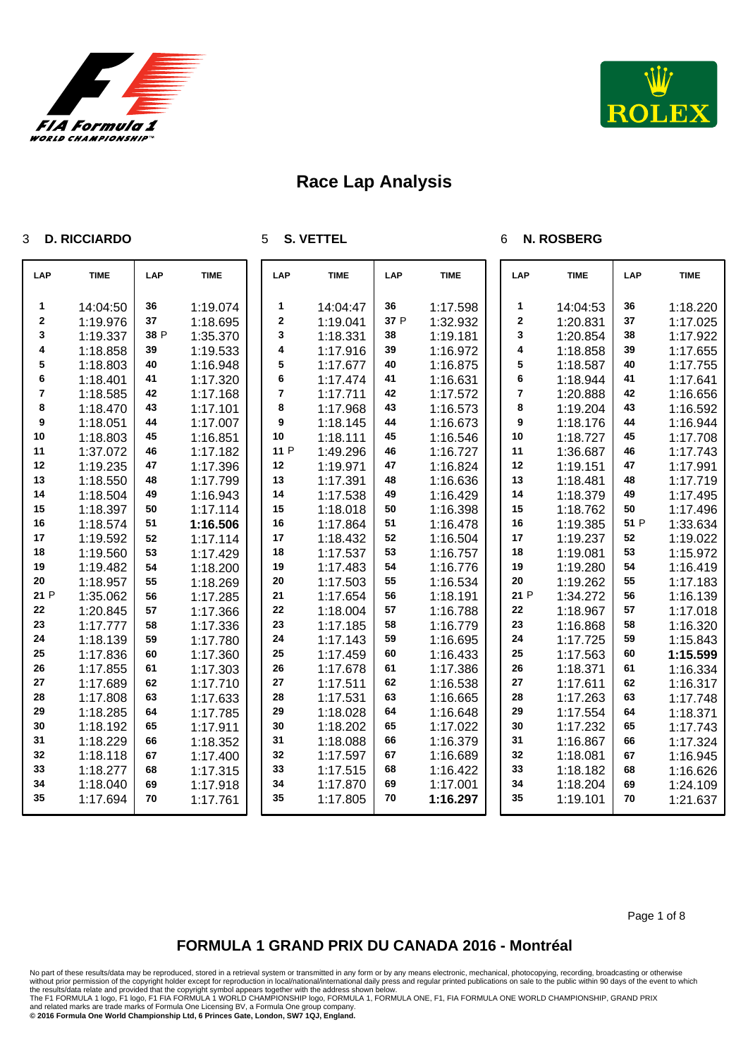# Race Lap Analysis

## 3 D. RICCIARDO

| LAP | TIME | LAP | TIME |
|---|---|---|---|
| 1 | 14:04:50 | 36 | 1:19.074 |
| 2 | 1:19.976 | 37 | 1:18.695 |
| 3 | 1:19.337 | 38 P | 1:35.370 |
| 4 | 1:18.858 | 39 | 1:19.533 |
| 5 | 1:18.803 | 40 | 1:16.948 |
| 6 | 1:18.401 | 41 | 1:17.320 |
| 7 | 1:18.585 | 42 | 1:17.168 |
| 8 | 1:18.470 | 43 | 1:17.101 |
| 9 | 1:18.051 | 44 | 1:17.007 |
| 10 | 1:18.803 | 45 | 1:16.851 |
| 11 | 1:37.072 | 46 | 1:17.182 |
| 12 | 1:19.235 | 47 | 1:17.396 |
| 13 | 1:18.550 | 48 | 1:17.799 |
| 14 | 1:18.504 | 49 | 1:16.943 |
| 15 | 1:18.397 | 50 | 1:17.114 |
| 16 | 1:18.574 | 51 | **1:16.506** |
| 17 | 1:19.592 | 52 | 1:17.114 |
| 18 | 1:19.560 | 53 | 1:17.429 |
| 19 | 1:19.482 | 54 | 1:18.200 |
| 20 | 1:18.957 | 55 | 1:18.269 |
| 21 P | 1:35.062 | 56 | 1:17.285 |
| 22 | 1:20.845 | 57 | 1:17.366 |
| 23 | 1:17.777 | 58 | 1:17.336 |
| 24 | 1:18.139 | 59 | 1:17.780 |
| 25 | 1:17.836 | 60 | 1:17.360 |
| 26 | 1:17.855 | 61 | 1:17.303 |
| 27 | 1:17.689 | 62 | 1:17.710 |
| 28 | 1:17.808 | 63 | 1:17.633 |
| 29 | 1:18.285 | 64 | 1:17.785 |
| 30 | 1:18.192 | 65 | 1:17.911 |
| 31 | 1:18.229 | 66 | 1:18.352 |
| 32 | 1:18.118 | 67 | 1:17.400 |
| 33 | 1:18.277 | 68 | 1:17.315 |
| 34 | 1:18.040 | 69 | 1:17.918 |
| 35 | 1:17.694 | 70 | 1:17.761 |

## 5 S. VETTEL

| LAP | TIME | LAP | TIME |
|---|---|---|---|
| 1 | 14:04:47 | 36 | 1:17.598 |
| 2 | 1:19.041 | 37 P | 1:32.932 |
| 3 | 1:18.331 | 38 | 1:19.181 |
| 4 | 1:17.916 | 39 | 1:16.972 |
| 5 | 1:17.677 | 40 | 1:16.875 |
| 6 | 1:17.474 | 41 | 1:16.631 |
| 7 | 1:17.711 | 42 | 1:17.572 |
| 8 | 1:17.968 | 43 | 1:16.573 |
| 9 | 1:18.145 | 44 | 1:16.673 |
| 10 | 1:18.111 | 45 | 1:16.546 |
| 11 P | 1:49.296 | 46 | 1:16.727 |
| 12 | 1:19.971 | 47 | 1:16.824 |
| 13 | 1:17.391 | 48 | 1:16.636 |
| 14 | 1:17.538 | 49 | 1:16.429 |
| 15 | 1:18.018 | 50 | 1:16.398 |
| 16 | 1:17.864 | 51 | 1:16.478 |
| 17 | 1:18.432 | 52 | 1:16.504 |
| 18 | 1:17.537 | 53 | 1:16.757 |
| 19 | 1:17.483 | 54 | 1:16.776 |
| 20 | 1:17.503 | 55 | 1:16.534 |
| 21 | 1:17.654 | 56 | 1:18.191 |
| 22 | 1:18.004 | 57 | 1:16.788 |
| 23 | 1:17.185 | 58 | 1:16.779 |
| 24 | 1:17.143 | 59 | 1:16.695 |
| 25 | 1:17.459 | 60 | 1:16.433 |
| 26 | 1:17.678 | 61 | 1:17.386 |
| 27 | 1:17.511 | 62 | 1:16.538 |
| 28 | 1:17.531 | 63 | 1:16.665 |
| 29 | 1:18.028 | 64 | 1:16.648 |
| 30 | 1:18.202 | 65 | 1:17.022 |
| 31 | 1:18.088 | 66 | 1:16.379 |
| 32 | 1:17.597 | 67 | 1:16.689 |
| 33 | 1:17.515 | 68 | 1:16.422 |
| 34 | 1:17.870 | 69 | 1:17.001 |
| 35 | 1:17.805 | 70 | **1:16.297** |

## 6 N. ROSBERG

| LAP | TIME | LAP | TIME |
|---|---|---|---|
| 1 | 14:04:53 | 36 | 1:18.220 |
| 2 | 1:20.831 | 37 | 1:17.025 |
| 3 | 1:20.854 | 38 | 1:17.922 |
| 4 | 1:18.858 | 39 | 1:17.655 |
| 5 | 1:18.587 | 40 | 1:17.755 |
| 6 | 1:18.944 | 41 | 1:17.641 |
| 7 | 1:20.888 | 42 | 1:16.656 |
| 8 | 1:19.204 | 43 | 1:16.592 |
| 9 | 1:18.176 | 44 | 1:16.944 |
| 10 | 1:18.727 | 45 | 1:17.708 |
| 11 | 1:36.687 | 46 | 1:17.743 |
| 12 | 1:19.151 | 47 | 1:17.991 |
| 13 | 1:18.481 | 48 | 1:17.719 |
| 14 | 1:18.379 | 49 | 1:17.495 |
| 15 | 1:18.762 | 50 | 1:17.496 |
| 16 | 1:19.385 | 51 P | 1:33.634 |
| 17 | 1:19.237 | 52 | 1:19.022 |
| 18 | 1:19.081 | 53 | 1:15.972 |
| 19 | 1:19.280 | 54 | 1:16.419 |
| 20 | 1:19.262 | 55 | 1:17.183 |
| 21 P | 1:34.272 | 56 | 1:16.139 |
| 22 | 1:18.967 | 57 | 1:17.018 |
| 23 | 1:16.868 | 58 | 1:16.320 |
| 24 | 1:17.725 | 59 | 1:15.843 |
| 25 | 1:17.563 | 60 | **1:15.599** |
| 26 | 1:18.371 | 61 | 1:16.334 |
| 27 | 1:17.611 | 62 | 1:16.317 |
| 28 | 1:17.263 | 63 | 1:17.748 |
| 29 | 1:17.554 | 64 | 1:18.371 |
| 30 | 1:17.232 | 65 | 1:17.743 |
| 31 | 1:16.867 | 66 | 1:17.324 |
| 32 | 1:18.081 | 67 | 1:16.945 |
| 33 | 1:18.182 | 68 | 1:16.626 |
| 34 | 1:18.204 | 69 | 1:24.109 |
| 35 | 1:19.101 | 70 | 1:21.637 |

## FORMULA 1 GRAND PRIX DU CANADA 2016 - Montréal

No part of these results/data may be reproduced, stored in a retrieval system or transmitted in any form or by any means electronic, mechanical, photocopying, recording, broadcasting or otherwise without prior permission of the copyright holder except for reproduction in local/national/international daily press and regular printed publications on sale to the public within 90 days of the event to which the results/data relate and provided that the copyright symbol appears together with the address shown below.
The F1 FORMULA 1 logo, F1 logo, F1 FIA FORMULA 1 WORLD CHAMPIONSHIP logo, FORMULA 1, FORMULA ONE, F1, FIA FORMULA ONE WORLD CHAMPIONSHIP, GRAND PRIX and related marks are trade marks of Formula One Licensing BV, a Formula One group company.
**© 2016 Formula One World Championship Ltd, 6 Princes Gate, London, SW7 1QJ, England.**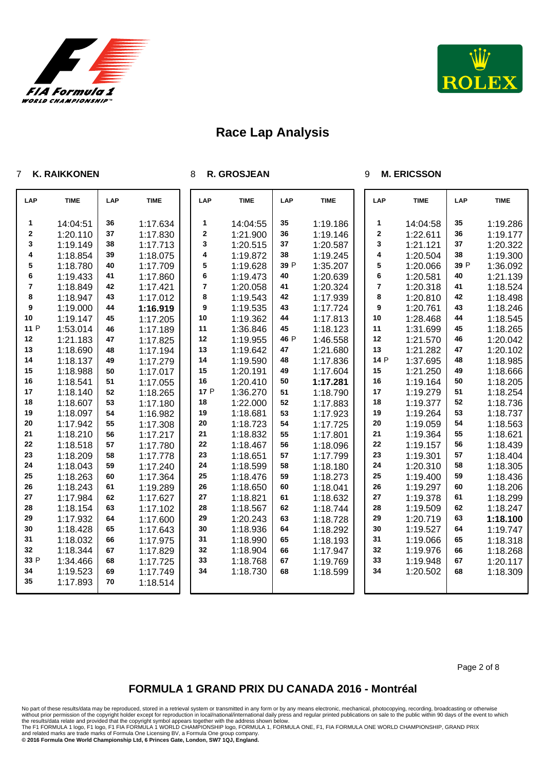# Race Lap Analysis

## 7 K. RAIKKONEN

| LAP | TIME | LAP | TIME |
|---|---|---|---|
| 1 | 14:04:51 | 36 | 1:17.634 |
| 2 | 1:20.110 | 37 | 1:17.830 |
| 3 | 1:19.149 | 38 | 1:17.713 |
| 4 | 1:18.854 | 39 | 1:18.075 |
| 5 | 1:18.780 | 40 | 1:17.709 |
| 6 | 1:19.433 | 41 | 1:17.860 |
| 7 | 1:18.849 | 42 | 1:17.421 |
| 8 | 1:18.947 | 43 | 1:17.012 |
| 9 | 1:19.000 | 44 | **1:16.919** |
| 10 | 1:19.147 | 45 | 1:17.205 |
| 11 P | 1:53.014 | 46 | 1:17.189 |
| 12 | 1:21.183 | 47 | 1:17.825 |
| 13 | 1:18.690 | 48 | 1:17.194 |
| 14 | 1:18.137 | 49 | 1:17.279 |
| 15 | 1:18.988 | 50 | 1:17.017 |
| 16 | 1:18.541 | 51 | 1:17.055 |
| 17 | 1:18.140 | 52 | 1:18.265 |
| 18 | 1:18.607 | 53 | 1:17.180 |
| 19 | 1:18.097 | 54 | 1:16.982 |
| 20 | 1:17.942 | 55 | 1:17.308 |
| 21 | 1:18.210 | 56 | 1:17.217 |
| 22 | 1:18.518 | 57 | 1:17.780 |
| 23 | 1:18.209 | 58 | 1:17.778 |
| 24 | 1:18.043 | 59 | 1:17.240 |
| 25 | 1:18.263 | 60 | 1:17.364 |
| 26 | 1:18.243 | 61 | 1:19.289 |
| 27 | 1:17.984 | 62 | 1:17.627 |
| 28 | 1:18.154 | 63 | 1:17.102 |
| 29 | 1:17.932 | 64 | 1:17.600 |
| 30 | 1:18.428 | 65 | 1:17.643 |
| 31 | 1:18.032 | 66 | 1:17.975 |
| 32 | 1:18.344 | 67 | 1:17.829 |
| 33 P | 1:34.466 | 68 | 1:17.725 |
| 34 | 1:19.523 | 69 | 1:17.749 |
| 35 | 1:17.893 | 70 | 1:18.514 |

## 8 R. GROSJEAN

| LAP | TIME | LAP | TIME |
|---|---|---|---|
| 1 | 14:04:55 | 35 | 1:19.186 |
| 2 | 1:21.900 | 36 | 1:19.146 |
| 3 | 1:20.515 | 37 | 1:20.587 |
| 4 | 1:19.872 | 38 | 1:19.245 |
| 5 | 1:19.628 | 39 P | 1:35.207 |
| 6 | 1:19.473 | 40 | 1:20.639 |
| 7 | 1:20.058 | 41 | 1:20.324 |
| 8 | 1:19.543 | 42 | 1:17.939 |
| 9 | 1:19.535 | 43 | 1:17.724 |
| 10 | 1:19.362 | 44 | 1:17.813 |
| 11 | 1:36.846 | 45 | 1:18.123 |
| 12 | 1:19.955 | 46 P | 1:46.558 |
| 13 | 1:19.642 | 47 | 1:21.680 |
| 14 | 1:19.590 | 48 | 1:17.836 |
| 15 | 1:20.191 | 49 | 1:17.604 |
| 16 | 1:20.410 | 50 | **1:17.281** |
| 17 P | 1:36.270 | 51 | 1:18.790 |
| 18 | 1:22.000 | 52 | 1:17.883 |
| 19 | 1:18.681 | 53 | 1:17.923 |
| 20 | 1:18.723 | 54 | 1:17.725 |
| 21 | 1:18.832 | 55 | 1:17.801 |
| 22 | 1:18.467 | 56 | 1:18.096 |
| 23 | 1:18.651 | 57 | 1:17.799 |
| 24 | 1:18.599 | 58 | 1:18.180 |
| 25 | 1:18.476 | 59 | 1:18.273 |
| 26 | 1:18.650 | 60 | 1:18.041 |
| 27 | 1:18.821 | 61 | 1:18.632 |
| 28 | 1:18.567 | 62 | 1:18.744 |
| 29 | 1:20.243 | 63 | 1:18.728 |
| 30 | 1:18.936 | 64 | 1:18.292 |
| 31 | 1:18.990 | 65 | 1:18.193 |
| 32 | 1:18.904 | 66 | 1:17.947 |
| 33 | 1:18.768 | 67 | 1:19.769 |
| 34 | 1:18.730 | 68 | 1:18.599 |

## 9 M. ERICSSON

| LAP | TIME | LAP | TIME |
|---|---|---|---|
| 1 | 14:04:58 | 35 | 1:19.286 |
| 2 | 1:22.611 | 36 | 1:19.177 |
| 3 | 1:21.121 | 37 | 1:20.322 |
| 4 | 1:20.504 | 38 | 1:19.300 |
| 5 | 1:20.066 | 39 P | 1:36.092 |
| 6 | 1:20.581 | 40 | 1:21.139 |
| 7 | 1:20.318 | 41 | 1:18.524 |
| 8 | 1:20.810 | 42 | 1:18.498 |
| 9 | 1:20.761 | 43 | 1:18.246 |
| 10 | 1:28.468 | 44 | 1:18.545 |
| 11 | 1:31.699 | 45 | 1:18.265 |
| 12 | 1:21.570 | 46 | 1:20.042 |
| 13 | 1:21.282 | 47 | 1:20.102 |
| 14 P | 1:37.695 | 48 | 1:18.985 |
| 15 | 1:21.250 | 49 | 1:18.666 |
| 16 | 1:19.164 | 50 | 1:18.205 |
| 17 | 1:19.279 | 51 | 1:18.254 |
| 18 | 1:19.377 | 52 | 1:18.736 |
| 19 | 1:19.264 | 53 | 1:18.737 |
| 20 | 1:19.059 | 54 | 1:18.563 |
| 21 | 1:19.364 | 55 | 1:18.621 |
| 22 | 1:19.157 | 56 | 1:18.439 |
| 23 | 1:19.301 | 57 | 1:18.404 |
| 24 | 1:20.310 | 58 | 1:18.305 |
| 25 | 1:19.400 | 59 | 1:18.436 |
| 26 | 1:19.297 | 60 | 1:18.206 |
| 27 | 1:19.378 | 61 | 1:18.299 |
| 28 | 1:19.509 | 62 | 1:18.247 |
| 29 | 1:20.719 | 63 | **1:18.100** |
| 30 | 1:19.527 | 64 | 1:19.747 |
| 31 | 1:19.066 | 65 | 1:18.318 |
| 32 | 1:19.976 | 66 | 1:18.268 |
| 33 | 1:19.948 | 67 | 1:20.117 |
| 34 | 1:20.502 | 68 | 1:18.309 |

## FORMULA 1 GRAND PRIX DU CANADA 2016 - Montréal

No part of these results/data may be reproduced, stored in a retrieval system or transmitted in any form or by any means electronic, mechanical, photocopying, recording, broadcasting or otherwise without prior permission of the copyright holder except for reproduction in local/national/international daily press and regular printed publications on sale to the public within 90 days of the event to which the results/data relate and provided that the copyright symbol appears together with the address shown below.
The F1 FORMULA 1 logo, F1 logo, F1 FIA FORMULA 1 WORLD CHAMPIONSHIP logo, FORMULA 1, FORMULA ONE, F1, FIA FORMULA ONE WORLD CHAMPIONSHIP, GRAND PRIX and related marks are trade marks of Formula One Licensing BV, a Formula One group company.
**© 2016 Formula One World Championship Ltd, 6 Princes Gate, London, SW7 1QJ, England.**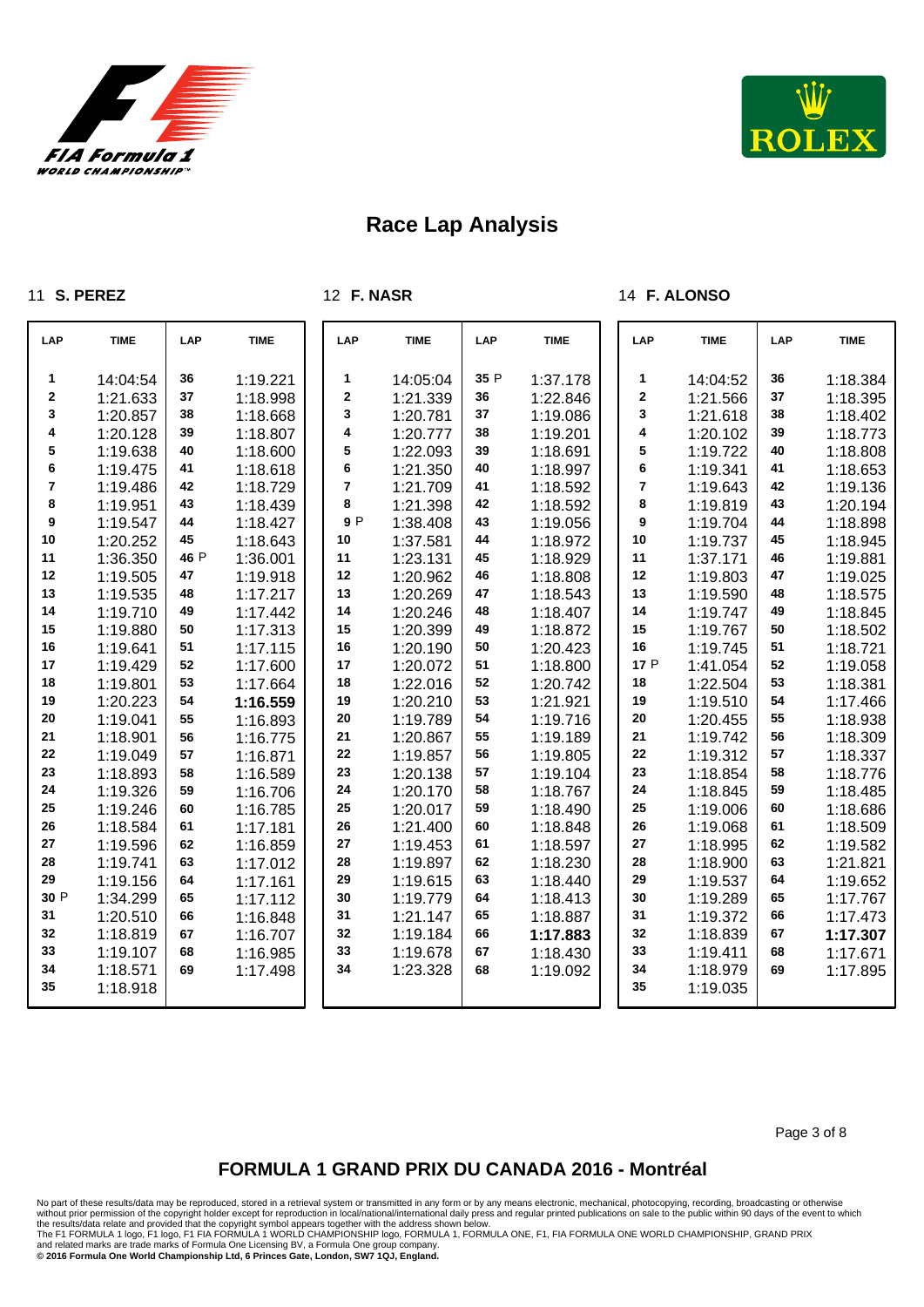# Race Lap Analysis

## 11 S. PEREZ

| LAP | TIME | LAP | TIME |
|---|---|---|---|
| 1 | 14:04:54 | 36 | 1:19.221 |
| 2 | 1:21.633 | 37 | 1:18.998 |
| 3 | 1:20.857 | 38 | 1:18.668 |
| 4 | 1:20.128 | 39 | 1:18.807 |
| 5 | 1:19.638 | 40 | 1:18.600 |
| 6 | 1:19.475 | 41 | 1:18.618 |
| 7 | 1:19.486 | 42 | 1:18.729 |
| 8 | 1:19.951 | 43 | 1:18.439 |
| 9 | 1:19.547 | 44 | 1:18.427 |
| 10 | 1:20.252 | 45 | 1:18.643 |
| 11 | 1:36.350 | 46 P | 1:36.001 |
| 12 | 1:19.505 | 47 | 1:19.918 |
| 13 | 1:19.535 | 48 | 1:17.217 |
| 14 | 1:19.710 | 49 | 1:17.442 |
| 15 | 1:19.880 | 50 | 1:17.313 |
| 16 | 1:19.641 | 51 | 1:17.115 |
| 17 | 1:19.429 | 52 | 1:17.600 |
| 18 | 1:19.801 | 53 | 1:17.664 |
| 19 | 1:20.223 | 54 | **1:16.559** |
| 20 | 1:19.041 | 55 | 1:16.893 |
| 21 | 1:18.901 | 56 | 1:16.775 |
| 22 | 1:19.049 | 57 | 1:16.871 |
| 23 | 1:18.893 | 58 | 1:16.589 |
| 24 | 1:19.326 | 59 | 1:16.706 |
| 25 | 1:19.246 | 60 | 1:16.785 |
| 26 | 1:18.584 | 61 | 1:17.181 |
| 27 | 1:19.596 | 62 | 1:16.859 |
| 28 | 1:19.741 | 63 | 1:17.012 |
| 29 | 1:19.156 | 64 | 1:17.161 |
| 30 P | 1:34.299 | 65 | 1:17.112 |
| 31 | 1:20.510 | 66 | 1:16.848 |
| 32 | 1:18.819 | 67 | 1:16.707 |
| 33 | 1:19.107 | 68 | 1:16.985 |
| 34 | 1:18.571 | 69 | 1:17.498 |
| 35 | 1:18.918 | | |

## 12 F. NASR

| LAP | TIME | LAP | TIME |
|---|---|---|---|
| 1 | 14:05:04 | 35 P | 1:37.178 |
| 2 | 1:21.339 | 36 | 1:22.846 |
| 3 | 1:20.781 | 37 | 1:19.086 |
| 4 | 1:20.777 | 38 | 1:19.201 |
| 5 | 1:22.093 | 39 | 1:18.691 |
| 6 | 1:21.350 | 40 | 1:18.997 |
| 7 | 1:21.709 | 41 | 1:18.592 |
| 8 | 1:21.398 | 42 | 1:18.592 |
| 9 P | 1:38.408 | 43 | 1:19.056 |
| 10 | 1:37.581 | 44 | 1:18.972 |
| 11 | 1:23.131 | 45 | 1:18.929 |
| 12 | 1:20.962 | 46 | 1:18.808 |
| 13 | 1:20.269 | 47 | 1:18.543 |
| 14 | 1:20.246 | 48 | 1:18.407 |
| 15 | 1:20.399 | 49 | 1:18.872 |
| 16 | 1:20.190 | 50 | 1:20.423 |
| 17 | 1:20.072 | 51 | 1:18.800 |
| 18 | 1:22.016 | 52 | 1:20.742 |
| 19 | 1:20.210 | 53 | 1:21.921 |
| 20 | 1:19.789 | 54 | 1:19.716 |
| 21 | 1:20.867 | 55 | 1:19.189 |
| 22 | 1:19.857 | 56 | 1:19.805 |
| 23 | 1:20.138 | 57 | 1:19.104 |
| 24 | 1:20.170 | 58 | 1:18.767 |
| 25 | 1:20.017 | 59 | 1:18.490 |
| 26 | 1:21.400 | 60 | 1:18.848 |
| 27 | 1:19.453 | 61 | 1:18.597 |
| 28 | 1:19.897 | 62 | 1:18.230 |
| 29 | 1:19.615 | 63 | 1:18.440 |
| 30 | 1:19.779 | 64 | 1:18.413 |
| 31 | 1:21.147 | 65 | 1:18.887 |
| 32 | 1:19.184 | 66 | **1:17.883** |
| 33 | 1:19.678 | 67 | 1:18.430 |
| 34 | 1:23.328 | 68 | 1:19.092 |

## 14 F. ALONSO

| LAP | TIME | LAP | TIME |
|---|---|---|---|
| 1 | 14:04:52 | 36 | 1:18.384 |
| 2 | 1:21.566 | 37 | 1:18.395 |
| 3 | 1:21.618 | 38 | 1:18.402 |
| 4 | 1:20.102 | 39 | 1:18.773 |
| 5 | 1:19.722 | 40 | 1:18.808 |
| 6 | 1:19.341 | 41 | 1:18.653 |
| 7 | 1:19.643 | 42 | 1:19.136 |
| 8 | 1:19.819 | 43 | 1:20.194 |
| 9 | 1:19.704 | 44 | 1:18.898 |
| 10 | 1:19.737 | 45 | 1:18.945 |
| 11 | 1:37.171 | 46 | 1:19.881 |
| 12 | 1:19.803 | 47 | 1:19.025 |
| 13 | 1:19.590 | 48 | 1:18.575 |
| 14 | 1:19.747 | 49 | 1:18.845 |
| 15 | 1:19.767 | 50 | 1:18.502 |
| 16 | 1:19.745 | 51 | 1:18.721 |
| 17 P | 1:41.054 | 52 | 1:19.058 |
| 18 | 1:22.504 | 53 | 1:18.381 |
| 19 | 1:19.510 | 54 | 1:17.466 |
| 20 | 1:20.455 | 55 | 1:18.938 |
| 21 | 1:19.742 | 56 | 1:18.309 |
| 22 | 1:19.312 | 57 | 1:18.337 |
| 23 | 1:18.854 | 58 | 1:18.776 |
| 24 | 1:18.845 | 59 | 1:18.485 |
| 25 | 1:19.006 | 60 | 1:18.686 |
| 26 | 1:19.068 | 61 | 1:18.509 |
| 27 | 1:18.995 | 62 | 1:19.582 |
| 28 | 1:18.900 | 63 | 1:21.821 |
| 29 | 1:19.537 | 64 | 1:19.652 |
| 30 | 1:19.289 | 65 | 1:17.767 |
| 31 | 1:19.372 | 66 | 1:17.473 |
| 32 | 1:18.839 | 67 | **1:17.307** |
| 33 | 1:19.411 | 68 | 1:17.671 |
| 34 | 1:18.979 | 69 | 1:17.895 |
| 35 | 1:19.035 | | |

## FORMULA 1 GRAND PRIX DU CANADA 2016 - Montréal

No part of these results/data may be reproduced, stored in a retrieval system or transmitted in any form or by any means electronic, mechanical, photocopying, recording, broadcasting or otherwise without prior permission of the copyright holder except for reproduction in local/national/international daily press and regular printed publications on sale to the public within 90 days of the event to which the results/data relate and provided that the copyright symbol appears together with the address shown below.
The F1 FORMULA 1 logo, F1 logo, F1 FIA FORMULA 1 WORLD CHAMPIONSHIP logo, FORMULA 1, FORMULA ONE, F1, FIA FORMULA ONE WORLD CHAMPIONSHIP, GRAND PRIX and related marks are trade marks of Formula One Licensing BV, a Formula One group company.
**© 2016 Formula One World Championship Ltd, 6 Princes Gate, London, SW7 1QJ, England.**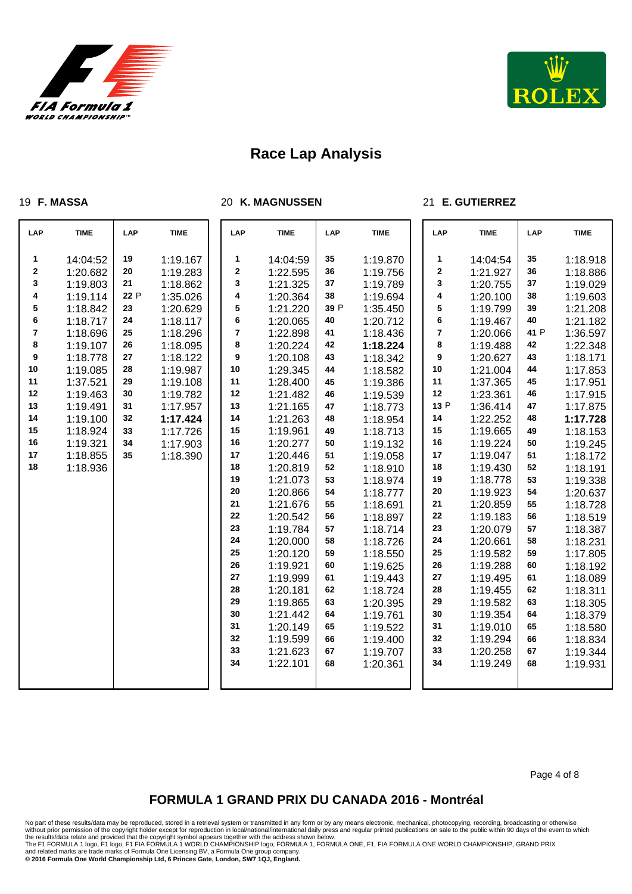## Race Lap Analysis

### 19 F. MASSA

| LAP | TIME | LAP | TIME |
|---|---|---|---|
| 1 | 14:04:52 | 19 | 1:19.167 |
| 2 | 1:20.682 | 20 | 1:19.283 |
| 3 | 1:19.803 | 21 | 1:18.862 |
| 4 | 1:19.114 | 22 P | 1:35.026 |
| 5 | 1:18.842 | 23 | 1:20.629 |
| 6 | 1:18.717 | 24 | 1:18.117 |
| 7 | 1:18.696 | 25 | 1:18.296 |
| 8 | 1:19.107 | 26 | 1:18.095 |
| 9 | 1:18.778 | 27 | 1:18.122 |
| 10 | 1:19.085 | 28 | 1:19.987 |
| 11 | 1:37.521 | 29 | 1:19.108 |
| 12 | 1:19.463 | 30 | 1:19.782 |
| 13 | 1:19.491 | 31 | 1:17.957 |
| 14 | 1:19.100 | 32 | **1:17.424** |
| 15 | 1:18.924 | 33 | 1:17.726 |
| 16 | 1:19.321 | 34 | 1:17.903 |
| 17 | 1:18.855 | 35 | 1:18.390 |
| 18 | 1:18.936 | | |

### 20 K. MAGNUSSEN

| LAP | TIME | LAP | TIME |
|---|---|---|---|
| 1 | 14:04:59 | 35 | 1:19.870 |
| 2 | 1:22.595 | 36 | 1:19.756 |
| 3 | 1:21.325 | 37 | 1:19.789 |
| 4 | 1:20.364 | 38 | 1:19.694 |
| 5 | 1:21.220 | 39 P | 1:35.450 |
| 6 | 1:20.065 | 40 | 1:20.712 |
| 7 | 1:22.898 | 41 | 1:18.436 |
| 8 | 1:20.224 | 42 | **1:18.224** |
| 9 | 1:20.108 | 43 | 1:18.342 |
| 10 | 1:29.345 | 44 | 1:18.582 |
| 11 | 1:28.400 | 45 | 1:19.386 |
| 12 | 1:21.482 | 46 | 1:19.539 |
| 13 | 1:21.165 | 47 | 1:18.773 |
| 14 | 1:21.263 | 48 | 1:18.954 |
| 15 | 1:19.961 | 49 | 1:18.713 |
| 16 | 1:20.277 | 50 | 1:19.132 |
| 17 | 1:20.446 | 51 | 1:19.058 |
| 18 | 1:20.819 | 52 | 1:18.910 |
| 19 | 1:21.073 | 53 | 1:18.974 |
| 20 | 1:20.866 | 54 | 1:18.777 |
| 21 | 1:21.676 | 55 | 1:18.691 |
| 22 | 1:20.542 | 56 | 1:18.897 |
| 23 | 1:19.784 | 57 | 1:18.714 |
| 24 | 1:20.000 | 58 | 1:18.726 |
| 25 | 1:20.120 | 59 | 1:18.550 |
| 26 | 1:19.921 | 60 | 1:19.625 |
| 27 | 1:19.999 | 61 | 1:19.443 |
| 28 | 1:20.181 | 62 | 1:18.724 |
| 29 | 1:19.865 | 63 | 1:20.395 |
| 30 | 1:21.442 | 64 | 1:19.761 |
| 31 | 1:20.149 | 65 | 1:19.522 |
| 32 | 1:19.599 | 66 | 1:19.400 |
| 33 | 1:21.623 | 67 | 1:19.707 |
| 34 | 1:22.101 | 68 | 1:20.361 |

### 21 E. GUTIERREZ

| LAP | TIME | LAP | TIME |
|---|---|---|---|
| 1 | 14:04:54 | 35 | 1:18.918 |
| 2 | 1:21.927 | 36 | 1:18.886 |
| 3 | 1:20.755 | 37 | 1:19.029 |
| 4 | 1:20.100 | 38 | 1:19.603 |
| 5 | 1:19.799 | 39 | 1:21.208 |
| 6 | 1:19.467 | 40 | 1:21.182 |
| 7 | 1:20.066 | 41 P | 1:36.597 |
| 8 | 1:19.488 | 42 | 1:22.348 |
| 9 | 1:20.627 | 43 | 1:18.171 |
| 10 | 1:21.004 | 44 | 1:17.853 |
| 11 | 1:37.365 | 45 | 1:17.951 |
| 12 | 1:23.361 | 46 | 1:17.915 |
| 13 P | 1:36.414 | 47 | 1:17.875 |
| 14 | 1:22.252 | 48 | **1:17.728** |
| 15 | 1:19.665 | 49 | 1:18.153 |
| 16 | 1:19.224 | 50 | 1:19.245 |
| 17 | 1:19.047 | 51 | 1:18.172 |
| 18 | 1:19.430 | 52 | 1:18.191 |
| 19 | 1:18.778 | 53 | 1:19.338 |
| 20 | 1:19.923 | 54 | 1:20.637 |
| 21 | 1:20.859 | 55 | 1:18.728 |
| 22 | 1:19.183 | 56 | 1:18.519 |
| 23 | 1:20.079 | 57 | 1:18.387 |
| 24 | 1:20.661 | 58 | 1:18.231 |
| 25 | 1:19.582 | 59 | 1:17.805 |
| 26 | 1:19.288 | 60 | 1:18.192 |
| 27 | 1:19.495 | 61 | 1:18.089 |
| 28 | 1:19.455 | 62 | 1:18.311 |
| 29 | 1:19.582 | 63 | 1:18.305 |
| 30 | 1:19.354 | 64 | 1:18.379 |
| 31 | 1:19.010 | 65 | 1:18.580 |
| 32 | 1:19.294 | 66 | 1:18.834 |
| 33 | 1:20.258 | 67 | 1:19.344 |
| 34 | 1:19.249 | 68 | 1:19.931 |

## FORMULA 1 GRAND PRIX DU CANADA 2016 - Montréal

No part of these results/data may be reproduced, stored in a retrieval system or transmitted in any form or by any means electronic, mechanical, photocopying, recording, broadcasting or otherwise without prior permission of the copyright holder except for reproduction in local/national/international daily press and regular printed publications on sale to the public within 90 days of the event to which the results/data relate and provided that the copyright symbol appears together with the address shown below.
The F1 FORMULA 1 logo, F1 logo, F1 FIA FORMULA 1 WORLD CHAMPIONSHIP logo, FORMULA 1, FORMULA ONE, F1, FIA FORMULA ONE WORLD CHAMPIONSHIP, GRAND PRIX and related marks are trade marks of Formula One Licensing BV, a Formula One group company.
**© 2016 Formula One World Championship Ltd, 6 Princes Gate, London, SW7 1QJ, England.**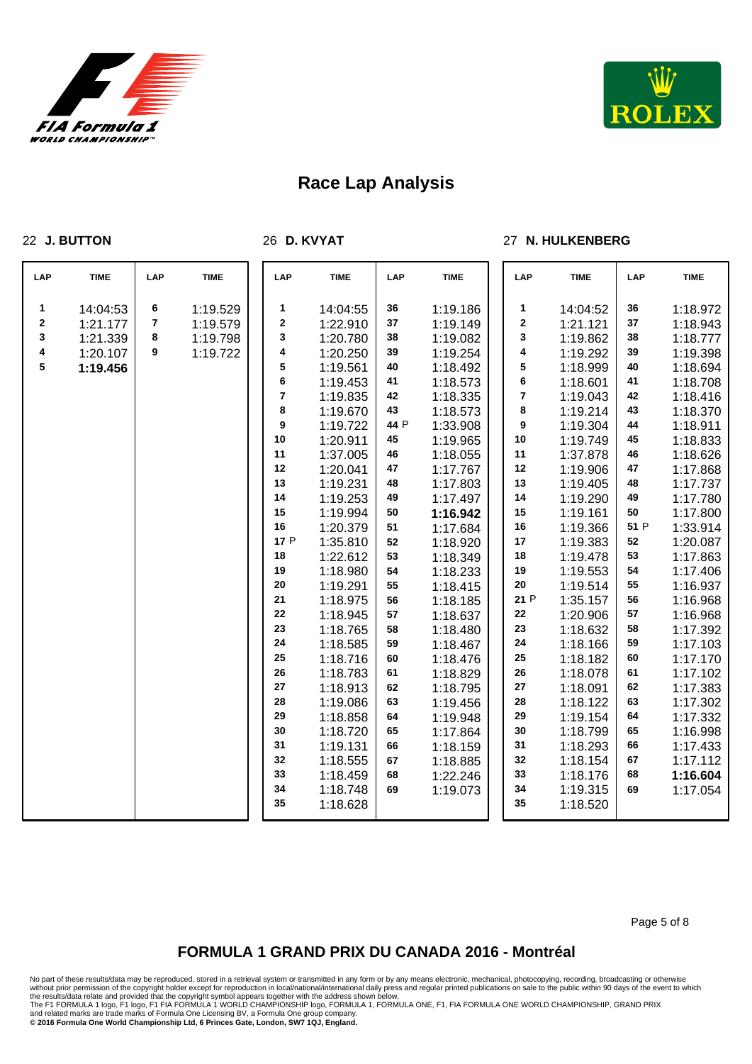# Race Lap Analysis

## 22 J. BUTTON

| LAP | TIME | LAP | TIME |
|---|---|---|---|
| 1 | 14:04:53 | 6 | 1:19.529 |
| 2 | 1:21.177 | 7 | 1:19.579 |
| 3 | 1:21.339 | 8 | 1:19.798 |
| 4 | 1:20.107 | 9 | 1:19.722 |
| 5 | **1:19.456** | | |

## 26 D. KVYAT

| LAP | TIME | LAP | TIME |
|---|---|---|---|
| 1 | 14:04:55 | 36 | 1:19.186 |
| 2 | 1:22.910 | 37 | 1:19.149 |
| 3 | 1:20.780 | 38 | 1:19.082 |
| 4 | 1:20.250 | 39 | 1:19.254 |
| 5 | 1:19.561 | 40 | 1:18.492 |
| 6 | 1:19.453 | 41 | 1:18.573 |
| 7 | 1:19.835 | 42 | 1:18.335 |
| 8 | 1:19.670 | 43 | 1:18.573 |
| 9 | 1:19.722 | 44 P | 1:33.908 |
| 10 | 1:20.911 | 45 | 1:19.965 |
| 11 | 1:37.005 | 46 | 1:18.055 |
| 12 | 1:20.041 | 47 | 1:17.767 |
| 13 | 1:19.231 | 48 | 1:17.803 |
| 14 | 1:19.253 | 49 | 1:17.497 |
| 15 | 1:19.994 | 50 | **1:16.942** |
| 16 | 1:20.379 | 51 | 1:17.684 |
| 17 P | 1:35.810 | 52 | 1:18.920 |
| 18 | 1:22.612 | 53 | 1:18.349 |
| 19 | 1:18.980 | 54 | 1:18.233 |
| 20 | 1:19.291 | 55 | 1:18.415 |
| 21 | 1:18.975 | 56 | 1:18.185 |
| 22 | 1:18.945 | 57 | 1:18.637 |
| 23 | 1:18.765 | 58 | 1:18.480 |
| 24 | 1:18.585 | 59 | 1:18.467 |
| 25 | 1:18.716 | 60 | 1:18.476 |
| 26 | 1:18.783 | 61 | 1:18.829 |
| 27 | 1:18.913 | 62 | 1:18.795 |
| 28 | 1:19.086 | 63 | 1:19.456 |
| 29 | 1:18.858 | 64 | 1:19.948 |
| 30 | 1:18.720 | 65 | 1:17.864 |
| 31 | 1:19.131 | 66 | 1:18.159 |
| 32 | 1:18.555 | 67 | 1:18.885 |
| 33 | 1:18.459 | 68 | 1:22.246 |
| 34 | 1:18.748 | 69 | 1:19.073 |
| 35 | 1:18.628 | | |

## 27 N. HULKENBERG

| LAP | TIME | LAP | TIME |
|---|---|---|---|
| 1 | 14:04:52 | 36 | 1:18.972 |
| 2 | 1:21.121 | 37 | 1:18.943 |
| 3 | 1:19.862 | 38 | 1:18.777 |
| 4 | 1:19.292 | 39 | 1:19.398 |
| 5 | 1:18.999 | 40 | 1:18.694 |
| 6 | 1:18.601 | 41 | 1:18.708 |
| 7 | 1:19.043 | 42 | 1:18.416 |
| 8 | 1:19.214 | 43 | 1:18.370 |
| 9 | 1:19.304 | 44 | 1:18.911 |
| 10 | 1:19.749 | 45 | 1:18.833 |
| 11 | 1:37.878 | 46 | 1:18.626 |
| 12 | 1:19.906 | 47 | 1:17.868 |
| 13 | 1:19.405 | 48 | 1:17.737 |
| 14 | 1:19.290 | 49 | 1:17.780 |
| 15 | 1:19.161 | 50 | 1:17.800 |
| 16 | 1:19.366 | 51 P | 1:33.914 |
| 17 | 1:19.383 | 52 | 1:20.087 |
| 18 | 1:19.478 | 53 | 1:17.863 |
| 19 | 1:19.553 | 54 | 1:17.406 |
| 20 | 1:19.514 | 55 | 1:16.937 |
| 21 P | 1:35.157 | 56 | 1:16.968 |
| 22 | 1:20.906 | 57 | 1:16.968 |
| 23 | 1:18.632 | 58 | 1:17.392 |
| 24 | 1:18.166 | 59 | 1:17.103 |
| 25 | 1:18.182 | 60 | 1:17.170 |
| 26 | 1:18.078 | 61 | 1:17.102 |
| 27 | 1:18.091 | 62 | 1:17.383 |
| 28 | 1:18.122 | 63 | 1:17.302 |
| 29 | 1:19.154 | 64 | 1:17.332 |
| 30 | 1:18.799 | 65 | 1:16.998 |
| 31 | 1:18.293 | 66 | 1:17.433 |
| 32 | 1:18.154 | 67 | 1:17.112 |
| 33 | 1:18.176 | 68 | **1:16.604** |
| 34 | 1:19.315 | 69 | 1:17.054 |
| 35 | 1:18.520 | | |

## FORMULA 1 GRAND PRIX DU CANADA 2016 - Montréal

No part of these results/data may be reproduced, stored in a retrieval system or transmitted in any form or by any means electronic, mechanical, photocopying, recording, broadcasting or otherwise without prior permission of the copyright holder except for reproduction in local/national/international daily press and regular printed publications on sale to the public within 90 days of the event to which the results/data relate and provided that the copyright symbol appears together with the address shown below.
The F1 FORMULA 1 logo, F1 logo, F1 FIA FORMULA 1 WORLD CHAMPIONSHIP logo, FORMULA 1, FORMULA ONE, F1, FIA FORMULA ONE WORLD CHAMPIONSHIP, GRAND PRIX and related marks are trade marks of Formula One Licensing BV, a Formula One group company.
**© 2016 Formula One World Championship Ltd, 6 Princes Gate, London, SW7 1QJ, England.**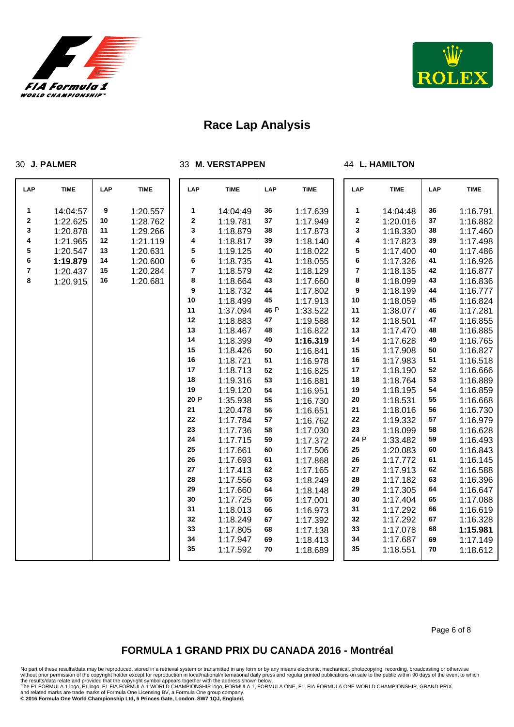# Race Lap Analysis

## 30 J. PALMER

| LAP | TIME | LAP | TIME |
|---|---|---|---|
| 1 | 14:04:57 | 9 | 1:20.557 |
| 2 | 1:22.625 | 10 | 1:28.762 |
| 3 | 1:20.878 | 11 | 1:29.266 |
| 4 | 1:21.965 | 12 | 1:21.119 |
| 5 | 1:20.547 | 13 | 1:20.631 |
| 6 | **1:19.879** | 14 | 1:20.600 |
| 7 | 1:20.437 | 15 | 1:20.284 |
| 8 | 1:20.915 | 16 | 1:20.681 |

## 33 M. VERSTAPPEN

| LAP | TIME | LAP | TIME |
|---|---|---|---|
| 1 | 14:04:49 | 36 | 1:17.639 |
| 2 | 1:19.781 | 37 | 1:17.949 |
| 3 | 1:18.879 | 38 | 1:17.873 |
| 4 | 1:18.817 | 39 | 1:18.140 |
| 5 | 1:19.125 | 40 | 1:18.022 |
| 6 | 1:18.735 | 41 | 1:18.055 |
| 7 | 1:18.579 | 42 | 1:18.129 |
| 8 | 1:18.664 | 43 | 1:17.660 |
| 9 | 1:18.732 | 44 | 1:17.802 |
| 10 | 1:18.499 | 45 | 1:17.913 |
| 11 | 1:37.094 | 46 P | 1:33.522 |
| 12 | 1:18.883 | 47 | 1:19.588 |
| 13 | 1:18.467 | 48 | 1:16.822 |
| 14 | 1:18.399 | 49 | **1:16.319** |
| 15 | 1:18.426 | 50 | 1:16.841 |
| 16 | 1:18.721 | 51 | 1:16.978 |
| 17 | 1:18.713 | 52 | 1:16.825 |
| 18 | 1:19.316 | 53 | 1:16.881 |
| 19 | 1:19.120 | 54 | 1:16.951 |
| 20 P | 1:35.938 | 55 | 1:16.730 |
| 21 | 1:20.478 | 56 | 1:16.651 |
| 22 | 1:17.784 | 57 | 1:16.762 |
| 23 | 1:17.736 | 58 | 1:17.030 |
| 24 | 1:17.715 | 59 | 1:17.372 |
| 25 | 1:17.661 | 60 | 1:17.506 |
| 26 | 1:17.693 | 61 | 1:17.868 |
| 27 | 1:17.413 | 62 | 1:17.165 |
| 28 | 1:17.556 | 63 | 1:18.249 |
| 29 | 1:17.660 | 64 | 1:18.148 |
| 30 | 1:17.725 | 65 | 1:17.001 |
| 31 | 1:18.013 | 66 | 1:16.973 |
| 32 | 1:18.249 | 67 | 1:17.392 |
| 33 | 1:17.805 | 68 | 1:17.138 |
| 34 | 1:17.947 | 69 | 1:18.413 |
| 35 | 1:17.592 | 70 | 1:18.689 |

## 44 L. HAMILTON

| LAP | TIME | LAP | TIME |
|---|---|---|---|
| 1 | 14:04:48 | 36 | 1:16.791 |
| 2 | 1:20.016 | 37 | 1:16.882 |
| 3 | 1:18.330 | 38 | 1:17.460 |
| 4 | 1:17.823 | 39 | 1:17.498 |
| 5 | 1:17.400 | 40 | 1:17.486 |
| 6 | 1:17.326 | 41 | 1:16.926 |
| 7 | 1:18.135 | 42 | 1:16.877 |
| 8 | 1:18.099 | 43 | 1:16.836 |
| 9 | 1:18.199 | 44 | 1:16.777 |
| 10 | 1:18.059 | 45 | 1:16.824 |
| 11 | 1:38.077 | 46 | 1:17.281 |
| 12 | 1:18.501 | 47 | 1:16.855 |
| 13 | 1:17.470 | 48 | 1:16.885 |
| 14 | 1:17.628 | 49 | 1:16.765 |
| 15 | 1:17.908 | 50 | 1:16.827 |
| 16 | 1:17.983 | 51 | 1:16.518 |
| 17 | 1:18.190 | 52 | 1:16.666 |
| 18 | 1:18.764 | 53 | 1:16.889 |
| 19 | 1:18.195 | 54 | 1:16.859 |
| 20 | 1:18.531 | 55 | 1:16.668 |
| 21 | 1:18.016 | 56 | 1:16.730 |
| 22 | 1:19.332 | 57 | 1:16.979 |
| 23 | 1:18.099 | 58 | 1:16.628 |
| 24 P | 1:33.482 | 59 | 1:16.493 |
| 25 | 1:20.083 | 60 | 1:16.843 |
| 26 | 1:17.772 | 61 | 1:16.145 |
| 27 | 1:17.913 | 62 | 1:16.588 |
| 28 | 1:17.182 | 63 | 1:16.396 |
| 29 | 1:17.305 | 64 | 1:16.647 |
| 30 | 1:17.404 | 65 | 1:17.088 |
| 31 | 1:17.292 | 66 | 1:16.619 |
| 32 | 1:17.292 | 67 | 1:16.328 |
| 33 | 1:17.078 | 68 | **1:15.981** |
| 34 | 1:17.687 | 69 | 1:17.149 |
| 35 | 1:18.551 | 70 | 1:18.612 |

## FORMULA 1 GRAND PRIX DU CANADA 2016 - Montréal

No part of these results/data may be reproduced, stored in a retrieval system or transmitted in any form or by any means electronic, mechanical, photocopying, recording, broadcasting or otherwise without prior permission of the copyright holder except for reproduction in local/national/international daily press and regular printed publications on sale to the public within 90 days of the event to which the results/data relate and provided that the copyright symbol appears together with the address shown below.
The F1 FORMULA 1 logo, F1 logo, F1 FIA FORMULA 1 WORLD CHAMPIONSHIP logo, FORMULA 1, FORMULA ONE, F1, FIA FORMULA ONE WORLD CHAMPIONSHIP, GRAND PRIX and related marks are trade marks of Formula One Licensing BV, a Formula One group company.
**© 2016 Formula One World Championship Ltd, 6 Princes Gate, London, SW7 1QJ, England.**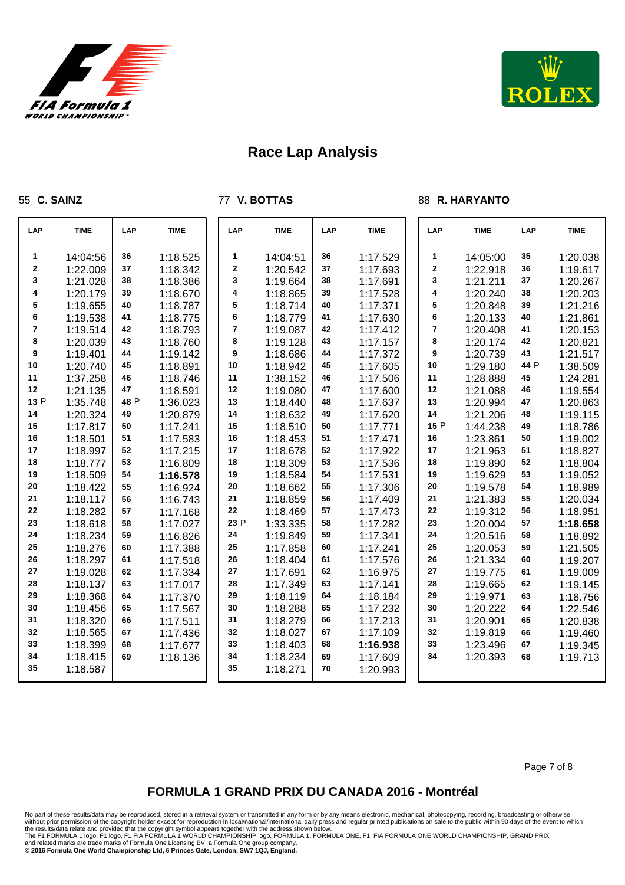# Race Lap Analysis

## 55 C. SAINZ

| LAP | TIME | LAP | TIME |
|---|---|---|---|
| 1 | 14:04:56 | 36 | 1:18.525 |
| 2 | 1:22.009 | 37 | 1:18.342 |
| 3 | 1:21.028 | 38 | 1:18.386 |
| 4 | 1:20.179 | 39 | 1:18.670 |
| 5 | 1:19.655 | 40 | 1:18.787 |
| 6 | 1:19.538 | 41 | 1:18.775 |
| 7 | 1:19.514 | 42 | 1:18.793 |
| 8 | 1:20.039 | 43 | 1:18.760 |
| 9 | 1:19.401 | 44 | 1:19.142 |
| 10 | 1:20.740 | 45 | 1:18.891 |
| 11 | 1:37.258 | 46 | 1:18.746 |
| 12 | 1:21.135 | 47 | 1:18.591 |
| 13 P | 1:35.748 | 48 P | 1:36.023 |
| 14 | 1:20.324 | 49 | 1:20.879 |
| 15 | 1:17.817 | 50 | 1:17.241 |
| 16 | 1:18.501 | 51 | 1:17.583 |
| 17 | 1:18.997 | 52 | 1:17.215 |
| 18 | 1:18.777 | 53 | 1:16.809 |
| 19 | 1:18.509 | 54 | **1:16.578** |
| 20 | 1:18.422 | 55 | 1:16.924 |
| 21 | 1:18.117 | 56 | 1:16.743 |
| 22 | 1:18.282 | 57 | 1:17.168 |
| 23 | 1:18.618 | 58 | 1:17.027 |
| 24 | 1:18.234 | 59 | 1:16.826 |
| 25 | 1:18.276 | 60 | 1:17.388 |
| 26 | 1:18.297 | 61 | 1:17.518 |
| 27 | 1:19.028 | 62 | 1:17.334 |
| 28 | 1:18.137 | 63 | 1:17.017 |
| 29 | 1:18.368 | 64 | 1:17.370 |
| 30 | 1:18.456 | 65 | 1:17.567 |
| 31 | 1:18.320 | 66 | 1:17.511 |
| 32 | 1:18.565 | 67 | 1:17.436 |
| 33 | 1:18.399 | 68 | 1:17.677 |
| 34 | 1:18.415 | 69 | 1:18.136 |
| 35 | 1:18.587 | | |

## 77 V. BOTTAS

| LAP | TIME | LAP | TIME |
|---|---|---|---|
| 1 | 14:04:51 | 36 | 1:17.529 |
| 2 | 1:20.542 | 37 | 1:17.693 |
| 3 | 1:19.664 | 38 | 1:17.691 |
| 4 | 1:18.865 | 39 | 1:17.528 |
| 5 | 1:18.714 | 40 | 1:17.371 |
| 6 | 1:18.779 | 41 | 1:17.630 |
| 7 | 1:19.087 | 42 | 1:17.412 |
| 8 | 1:19.128 | 43 | 1:17.157 |
| 9 | 1:18.686 | 44 | 1:17.372 |
| 10 | 1:18.942 | 45 | 1:17.605 |
| 11 | 1:38.152 | 46 | 1:17.506 |
| 12 | 1:19.080 | 47 | 1:17.600 |
| 13 | 1:18.440 | 48 | 1:17.637 |
| 14 | 1:18.632 | 49 | 1:17.620 |
| 15 | 1:18.510 | 50 | 1:17.771 |
| 16 | 1:18.453 | 51 | 1:17.471 |
| 17 | 1:18.678 | 52 | 1:17.922 |
| 18 | 1:18.309 | 53 | 1:17.536 |
| 19 | 1:18.584 | 54 | 1:17.531 |
| 20 | 1:18.662 | 55 | 1:17.306 |
| 21 | 1:18.859 | 56 | 1:17.409 |
| 22 | 1:18.469 | 57 | 1:17.473 |
| 23 P | 1:33.335 | 58 | 1:17.282 |
| 24 | 1:19.849 | 59 | 1:17.341 |
| 25 | 1:17.858 | 60 | 1:17.241 |
| 26 | 1:18.404 | 61 | 1:17.576 |
| 27 | 1:17.691 | 62 | 1:16.975 |
| 28 | 1:17.349 | 63 | 1:17.141 |
| 29 | 1:18.119 | 64 | 1:18.184 |
| 30 | 1:18.288 | 65 | 1:17.232 |
| 31 | 1:18.279 | 66 | 1:17.213 |
| 32 | 1:18.027 | 67 | 1:17.109 |
| 33 | 1:18.403 | 68 | **1:16.938** |
| 34 | 1:18.234 | 69 | 1:17.609 |
| 35 | 1:18.271 | 70 | 1:20.993 |

## 88 R. HARYANTO

| LAP | TIME | LAP | TIME |
|---|---|---|---|
| 1 | 14:05:00 | 35 | 1:20.038 |
| 2 | 1:22.918 | 36 | 1:19.617 |
| 3 | 1:21.211 | 37 | 1:20.267 |
| 4 | 1:20.240 | 38 | 1:20.203 |
| 5 | 1:20.848 | 39 | 1:21.216 |
| 6 | 1:20.133 | 40 | 1:21.861 |
| 7 | 1:20.408 | 41 | 1:20.153 |
| 8 | 1:20.174 | 42 | 1:20.821 |
| 9 | 1:20.739 | 43 | 1:21.517 |
| 10 | 1:29.180 | 44 P | 1:38.509 |
| 11 | 1:28.888 | 45 | 1:24.281 |
| 12 | 1:21.088 | 46 | 1:19.554 |
| 13 | 1:20.994 | 47 | 1:20.863 |
| 14 | 1:21.206 | 48 | 1:19.115 |
| 15 P | 1:44.238 | 49 | 1:18.786 |
| 16 | 1:23.861 | 50 | 1:19.002 |
| 17 | 1:21.963 | 51 | 1:18.827 |
| 18 | 1:19.890 | 52 | 1:18.804 |
| 19 | 1:19.629 | 53 | 1:19.052 |
| 20 | 1:19.578 | 54 | 1:18.989 |
| 21 | 1:21.383 | 55 | 1:20.034 |
| 22 | 1:19.312 | 56 | 1:18.951 |
| 23 | 1:20.004 | 57 | **1:18.658** |
| 24 | 1:20.516 | 58 | 1:18.892 |
| 25 | 1:20.053 | 59 | 1:21.505 |
| 26 | 1:21.334 | 60 | 1:19.207 |
| 27 | 1:19.775 | 61 | 1:19.009 |
| 28 | 1:19.665 | 62 | 1:19.145 |
| 29 | 1:19.971 | 63 | 1:18.756 |
| 30 | 1:20.222 | 64 | 1:22.546 |
| 31 | 1:20.901 | 65 | 1:20.838 |
| 32 | 1:19.819 | 66 | 1:19.460 |
| 33 | 1:23.496 | 67 | 1:19.345 |
| 34 | 1:20.393 | 68 | 1:19.713 |

## FORMULA 1 GRAND PRIX DU CANADA 2016 - Montréal

No part of these results/data may be reproduced, stored in a retrieval system or transmitted in any form or by any means electronic, mechanical, photocopying, recording, broadcasting or otherwise without prior permission of the copyright holder except for reproduction in local/national/international daily press and regular printed publications on sale to the public within 90 days of the event to which the results/data relate and provided that the copyright symbol appears together with the address shown below.
The F1 FORMULA 1 logo, F1 logo, F1 FIA FORMULA 1 WORLD CHAMPIONSHIP logo, FORMULA 1, FORMULA ONE, F1, FIA FORMULA ONE WORLD CHAMPIONSHIP, GRAND PRIX and related marks are trade marks of Formula One Licensing BV, a Formula One group company.
**© 2016 Formula One World Championship Ltd, 6 Princes Gate, London, SW7 1QJ, England.**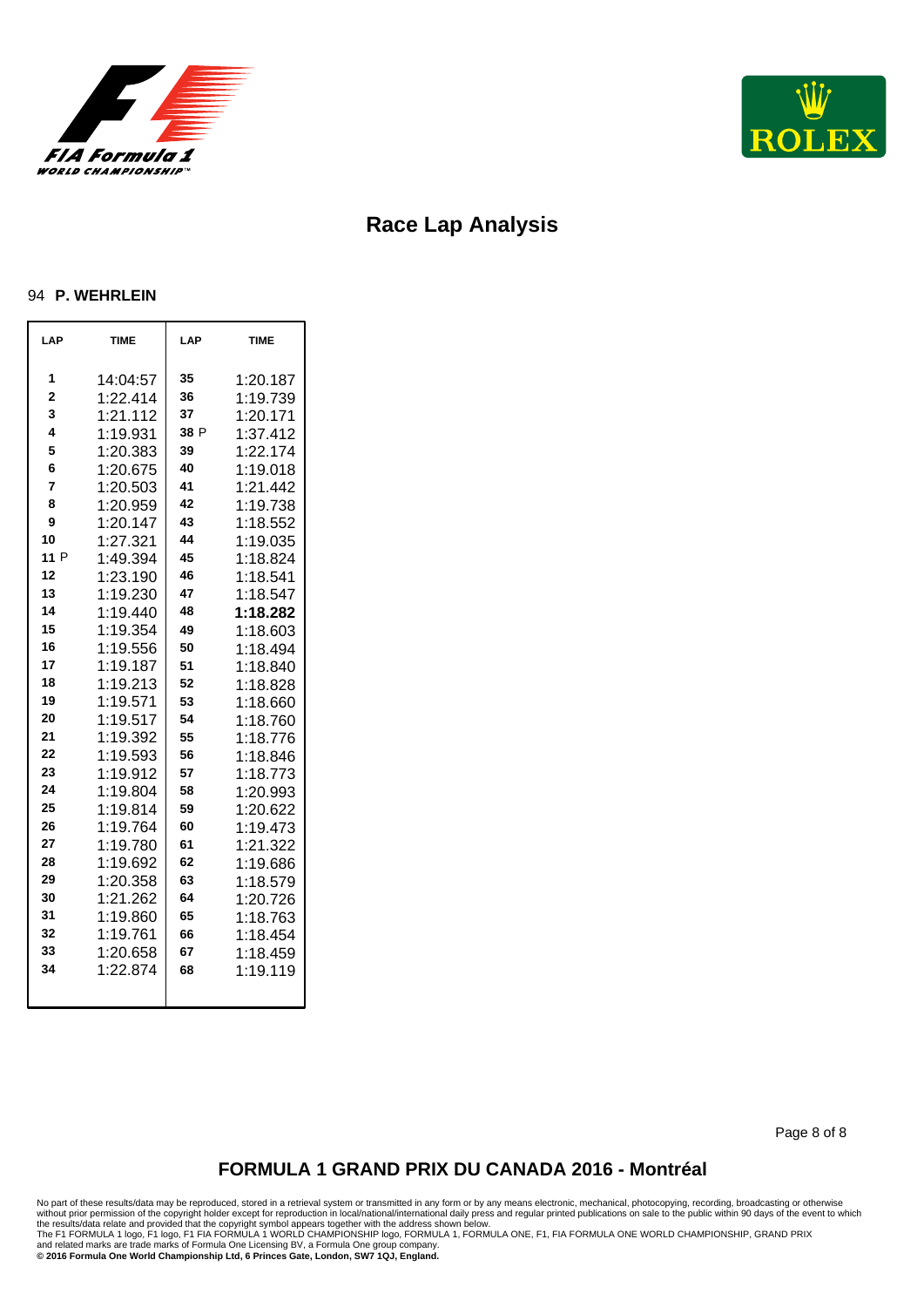# Race Lap Analysis

94 **P. WEHRLEIN**

| LAP | TIME | LAP | TIME |
|---|---|---|---|
| 1 | 14:04:57 | 35 | 1:20.187 |
| 2 | 1:22.414 | 36 | 1:19.739 |
| 3 | 1:21.112 | 37 | 1:20.171 |
| 4 | 1:19.931 | 38 P | 1:37.412 |
| 5 | 1:20.383 | 39 | 1:22.174 |
| 6 | 1:20.675 | 40 | 1:19.018 |
| 7 | 1:20.503 | 41 | 1:21.442 |
| 8 | 1:20.959 | 42 | 1:19.738 |
| 9 | 1:20.147 | 43 | 1:18.552 |
| 10 | 1:27.321 | 44 | 1:19.035 |
| 11 P | 1:49.394 | 45 | 1:18.824 |
| 12 | 1:23.190 | 46 | 1:18.541 |
| 13 | 1:19.230 | 47 | 1:18.547 |
| 14 | 1:19.440 | 48 | **1:18.282** |
| 15 | 1:19.354 | 49 | 1:18.603 |
| 16 | 1:19.556 | 50 | 1:18.494 |
| 17 | 1:19.187 | 51 | 1:18.840 |
| 18 | 1:19.213 | 52 | 1:18.828 |
| 19 | 1:19.571 | 53 | 1:18.660 |
| 20 | 1:19.517 | 54 | 1:18.760 |
| 21 | 1:19.392 | 55 | 1:18.776 |
| 22 | 1:19.593 | 56 | 1:18.846 |
| 23 | 1:19.912 | 57 | 1:18.773 |
| 24 | 1:19.804 | 58 | 1:20.993 |
| 25 | 1:19.814 | 59 | 1:20.622 |
| 26 | 1:19.764 | 60 | 1:19.473 |
| 27 | 1:19.780 | 61 | 1:21.322 |
| 28 | 1:19.692 | 62 | 1:19.686 |
| 29 | 1:20.358 | 63 | 1:18.579 |
| 30 | 1:21.262 | 64 | 1:20.726 |
| 31 | 1:19.860 | 65 | 1:18.763 |
| 32 | 1:19.761 | 66 | 1:18.454 |
| 33 | 1:20.658 | 67 | 1:18.459 |
| 34 | 1:22.874 | 68 | 1:19.119 |

## FORMULA 1 GRAND PRIX DU CANADA 2016 - Montréal

No part of these results/data may be reproduced, stored in a retrieval system or transmitted in any form or by any means electronic, mechanical, photocopying, recording, broadcasting or otherwise without prior permission of the copyright holder except for reproduction in local/national/international daily press and regular printed publications on sale to the public within 90 days of the event to which the results/data relate and provided that the copyright symbol appears together with the address shown below.
The F1 FORMULA 1 logo, F1 logo, F1 FIA FORMULA 1 WORLD CHAMPIONSHIP logo, FORMULA 1, FORMULA ONE, F1, FIA FORMULA ONE WORLD CHAMPIONSHIP, GRAND PRIX and related marks are trade marks of Formula One Licensing BV, a Formula One group company.
**© 2016 Formula One World Championship Ltd, 6 Princes Gate, London, SW7 1QJ, England.**